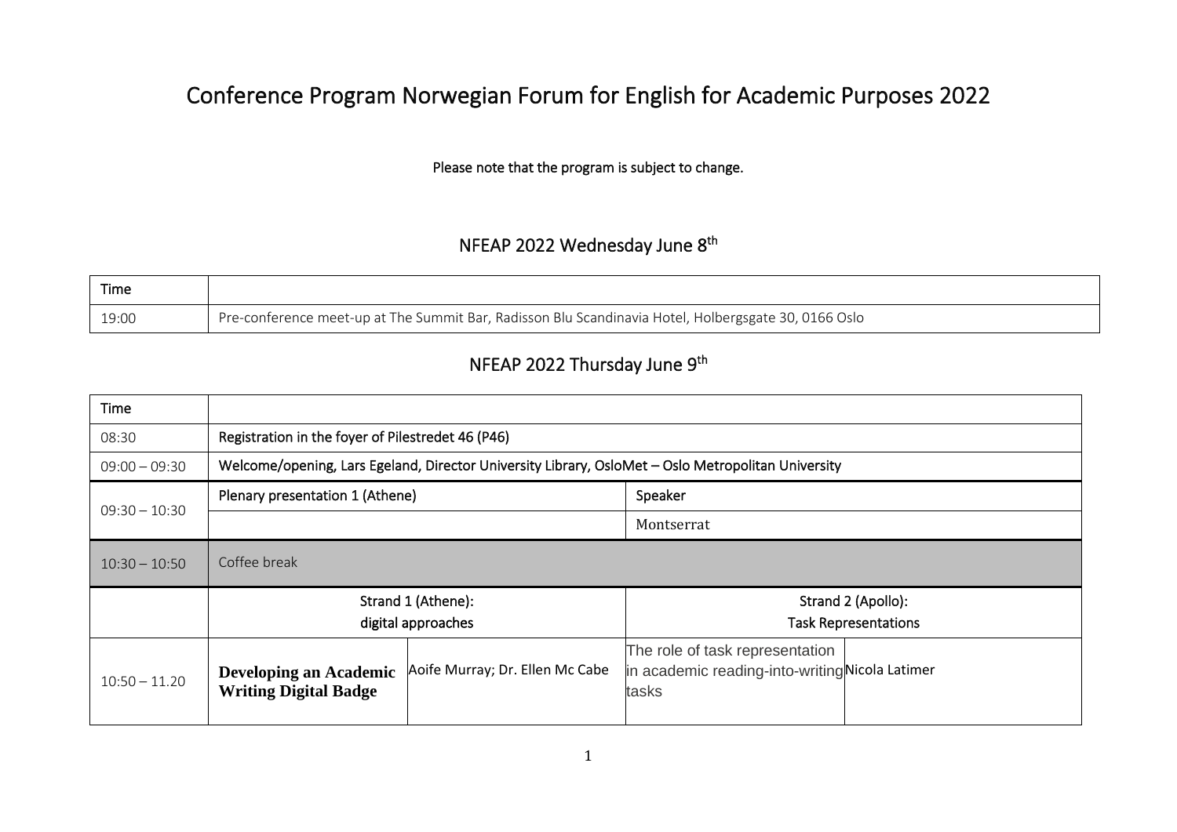# Conference Program Norwegian Forum for English for Academic Purposes 2022

Please note that the program is subject to change.

## NFEAP 2022 Wednesday June 8th

| Time | |
|---|---|
| 19:00 | Pre-conference meet-up at The Summit Bar, Radisson Blu Scandinavia Hotel, Holbergsgate 30, 0166 Oslo |

## NFEAP 2022 Thursday June 9th

| Time | | | | |
|---|---|---|---|---|
| 08:30 | Registration in the foyer of Pilestredet 46 (P46) | | | |
| 09:00 – 09:30 | Welcome/opening, Lars Egeland, Director University Library, OsloMet – Oslo Metropolitan University | | | |
| 09:30 – 10:30 | Plenary presentation 1 (Athene) | | Speaker | |
| | | | Montserrat | |
| 10:30 – 10:50 | Coffee break | | | |
| | Strand 1 (Athene): digital approaches | | Strand 2 (Apollo): Task Representations | |
| 10:50 – 11.20 | **Developing an Academic Writing Digital Badge** | Aoife Murray; Dr. Ellen Mc Cabe | The role of task representation in academic reading-into-writing tasks | Nicola Latimer |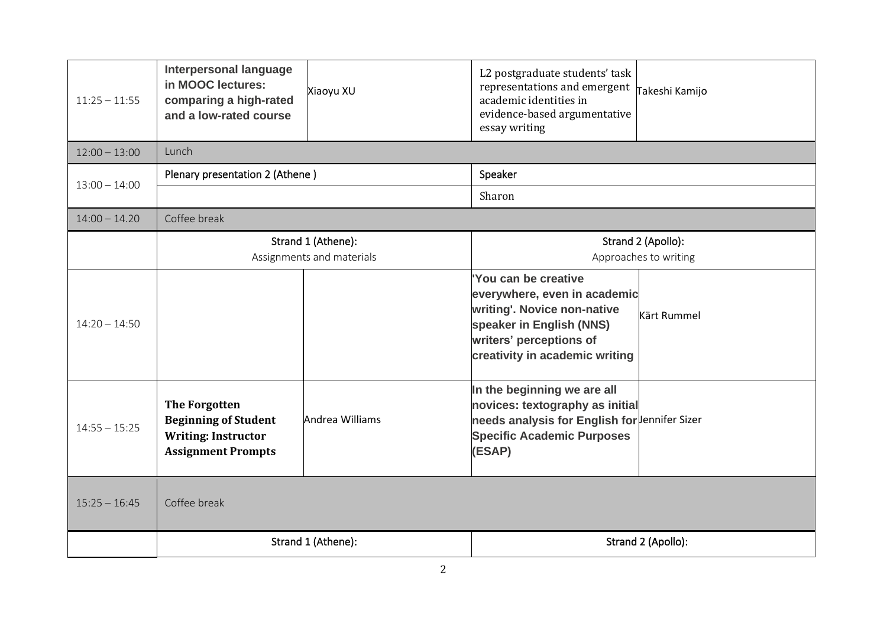| | | | | |
|---|---|---|---|---|
| 11:25 – 11:55 | **Interpersonal language in MOOC lectures: comparing a high-rated and a low-rated course** | Xiaoyu XU | L2 postgraduate students' task representations and emergent academic identities in evidence-based argumentative essay writing | Takeshi Kamijo |
| 12:00 – 13:00 | Lunch | | | |
| 13:00 – 14:00 | Plenary presentation 2 (Athene ) | | Speaker | |
| | | | Sharon | |
| 14:00 – 14.20 | Coffee break | | | |
| | Strand 1 (Athene): Assignments and materials | | Strand 2 (Apollo): Approaches to writing | |
| 14:20 – 14:50 | | | **'You can be creative everywhere, even in academic writing'. Novice non-native speaker in English (NNS) writers' perceptions of creativity in academic writing** | Kärt Rummel |
| 14:55 – 15:25 | **The Forgotten Beginning of Student Writing: Instructor Assignment Prompts** | Andrea Williams | **In the beginning we are all novices: textography as initial needs analysis for English for Specific Academic Purposes (ESAP)** | Jennifer Sizer |
| 15:25 – 16:45 | Coffee break | | | |
| | Strand 1 (Athene): | | Strand 2 (Apollo): | |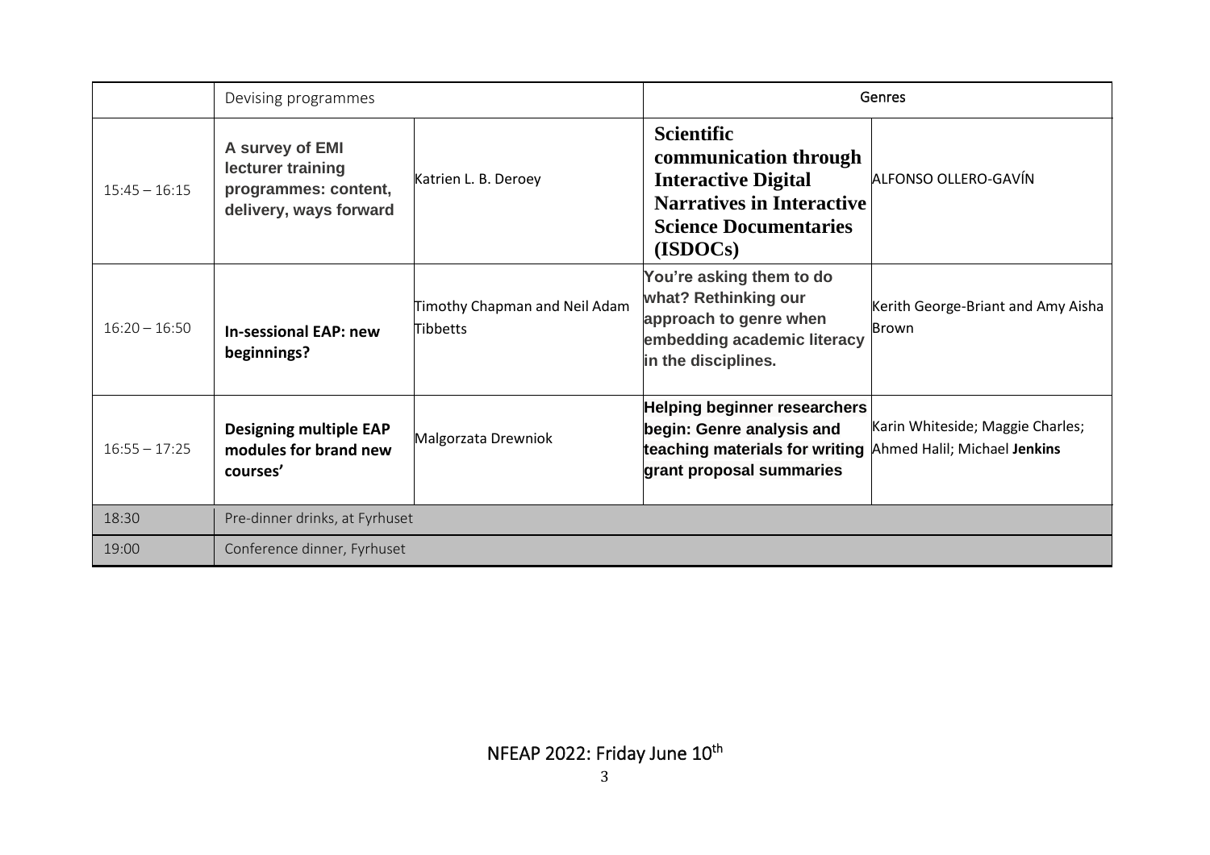| | Devising programmes | | Genres | |
|---|---|---|---|---|
| 15:45 – 16:15 | **A survey of EMI lecturer training programmes: content, delivery, ways forward** | Katrien L. B. Deroey | **Scientific communication through Interactive Digital Narratives in Interactive Science Documentaries (ISDOCs)** | ALFONSO OLLERO-GAVÍN |
| 16:20 – 16:50 | **In-sessional EAP: new beginnings?** | Timothy Chapman and Neil Adam Tibbetts | **You're asking them to do what? Rethinking our approach to genre when embedding academic literacy in the disciplines.** | Kerith George-Briant and Amy Aisha Brown |
| 16:55 – 17:25 | **Designing multiple EAP modules for brand new courses'** | Malgorzata Drewniok | **Helping beginner researchers begin: Genre analysis and teaching materials for writing grant proposal summaries** | Karin Whiteside; Maggie Charles; Ahmed Halil; Michael **Jenkins** |
| 18:30 | Pre-dinner drinks, at Fyrhuset | | | |
| 19:00 | Conference dinner, Fyrhuset | | | |

NFEAP 2022: Friday June 10th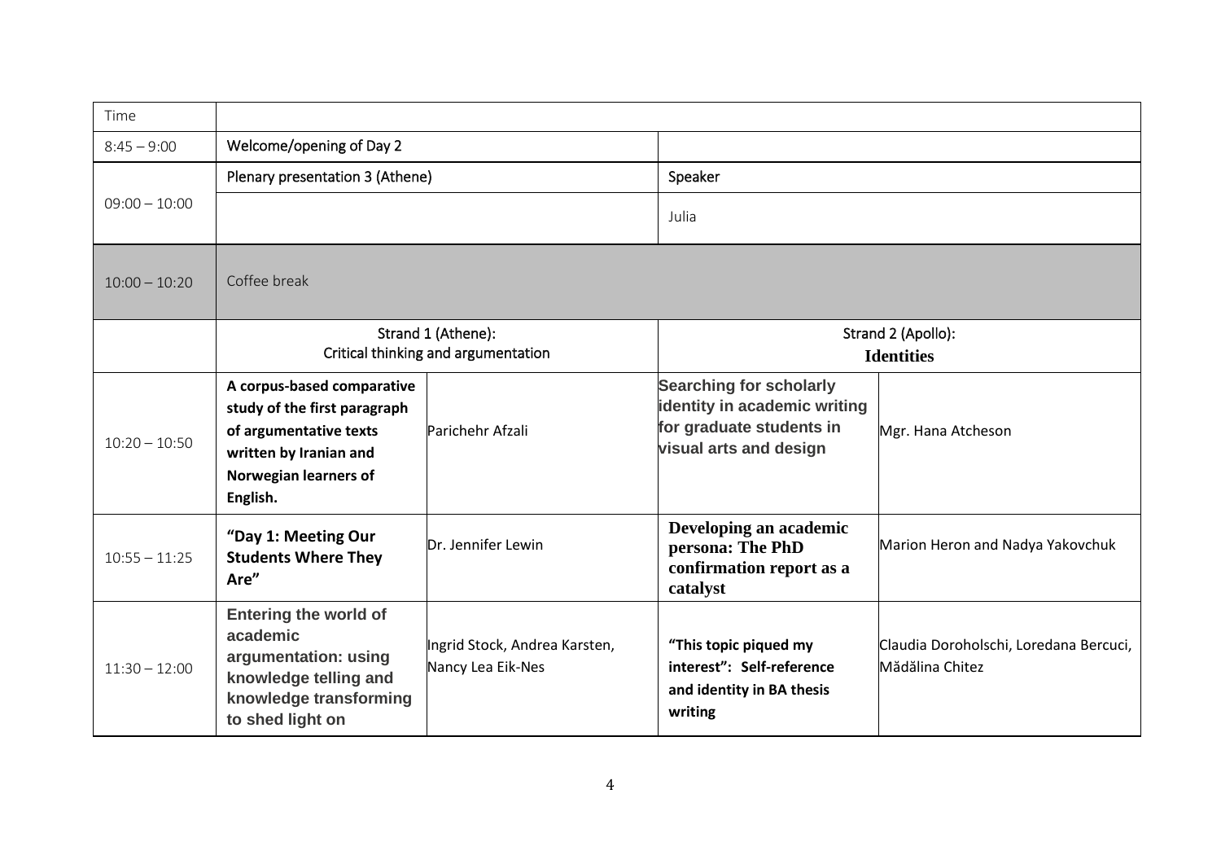| Time | | | | |
|---|---|---|---|---|
| 8:45 – 9:00 | Welcome/opening of Day 2 | | | |
| 09:00 – 10:00 | Plenary presentation 3 (Athene) | | Speaker | |
| | | | Julia | |
| 10:00 – 10:20 | Coffee break | | | |
| | Strand 1 (Athene): Critical thinking and argumentation | | Strand 2 (Apollo): **Identities** | |
| 10:20 – 10:50 | **A corpus-based comparative study of the first paragraph of argumentative texts written by Iranian and Norwegian learners of English.** | Parichehr Afzali | **Searching for scholarly identity in academic writing for graduate students in visual arts and design** | Mgr. Hana Atcheson |
| 10:55 – 11:25 | **"Day 1: Meeting Our Students Where They Are"** | Dr. Jennifer Lewin | **Developing an academic persona: The PhD confirmation report as a catalyst** | Marion Heron and Nadya Yakovchuk |
| 11:30 – 12:00 | **Entering the world of academic argumentation: using knowledge telling and knowledge transforming to shed light on** | Ingrid Stock, Andrea Karsten, Nancy Lea Eik-Nes | **"This topic piqued my interest": Self-reference and identity in BA thesis writing** | Claudia Doroholschi, Loredana Bercuci, Mădălina Chitez |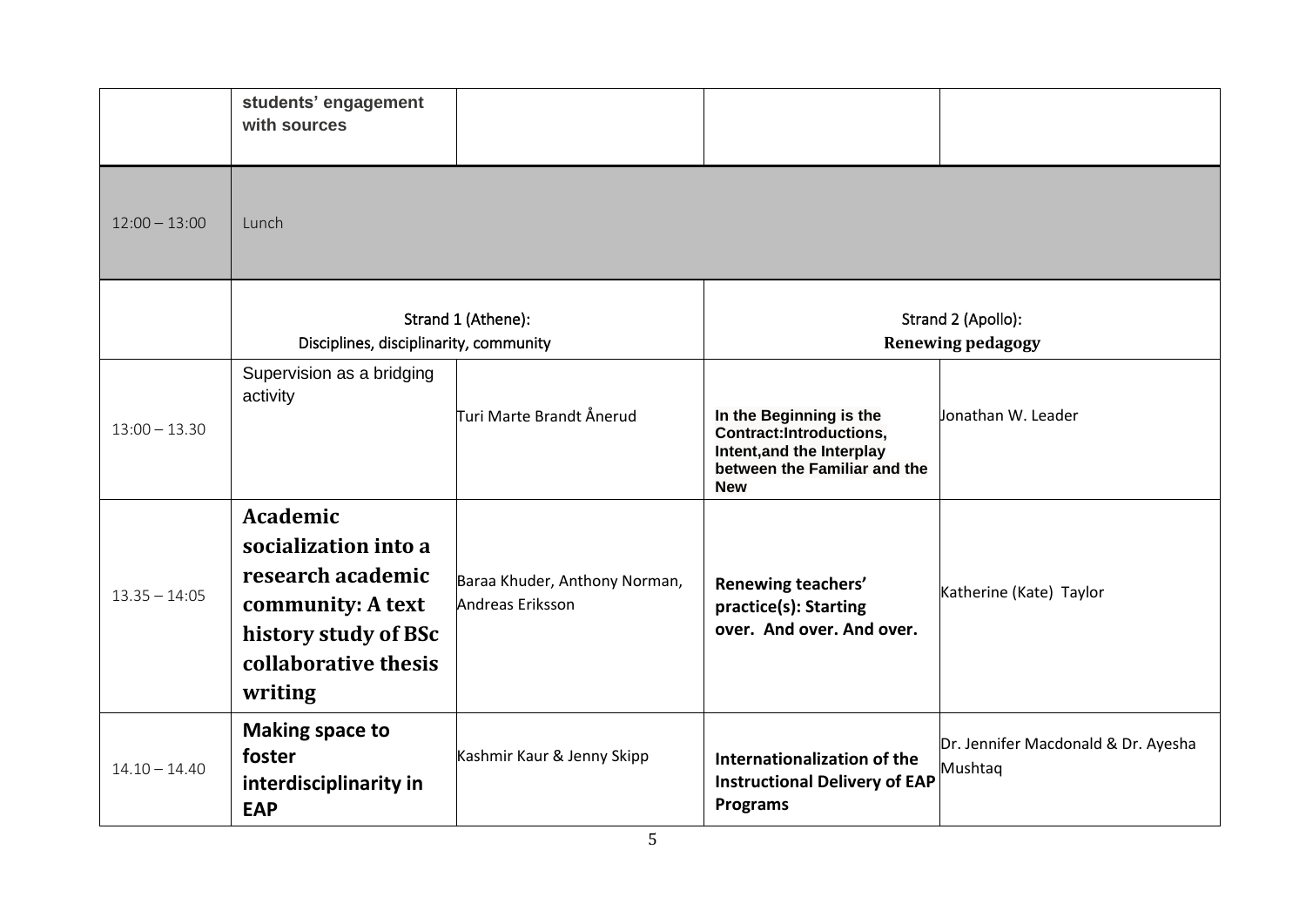| | | | | |
|---|---|---|---|---|
| | **students' engagement with sources** | | | |
| 12:00 – 13:00 | Lunch | | | |
| | Strand 1 (Athene): Disciplines, disciplinarity, community | | Strand 2 (Apollo): **Renewing pedagogy** | |
| 13:00 – 13.30 | Supervision as a bridging activity | Turi Marte Brandt Ånerud | **In the Beginning is the Contract:Introductions, Intent,and the Interplay between the Familiar and the New** | Jonathan W. Leader |
| 13.35 – 14:05 | **Academic socialization into a research academic community: A text history study of BSc collaborative thesis writing** | Baraa Khuder, Anthony Norman, Andreas Eriksson | **Renewing teachers' practice(s): Starting over. And over. And over.** | Katherine (Kate) Taylor |
| 14.10 – 14.40 | **Making space to foster interdisciplinarity in EAP** | Kashmir Kaur & Jenny Skipp | **Internationalization of the Instructional Delivery of EAP Programs** | Dr. Jennifer Macdonald & Dr. Ayesha Mushtaq |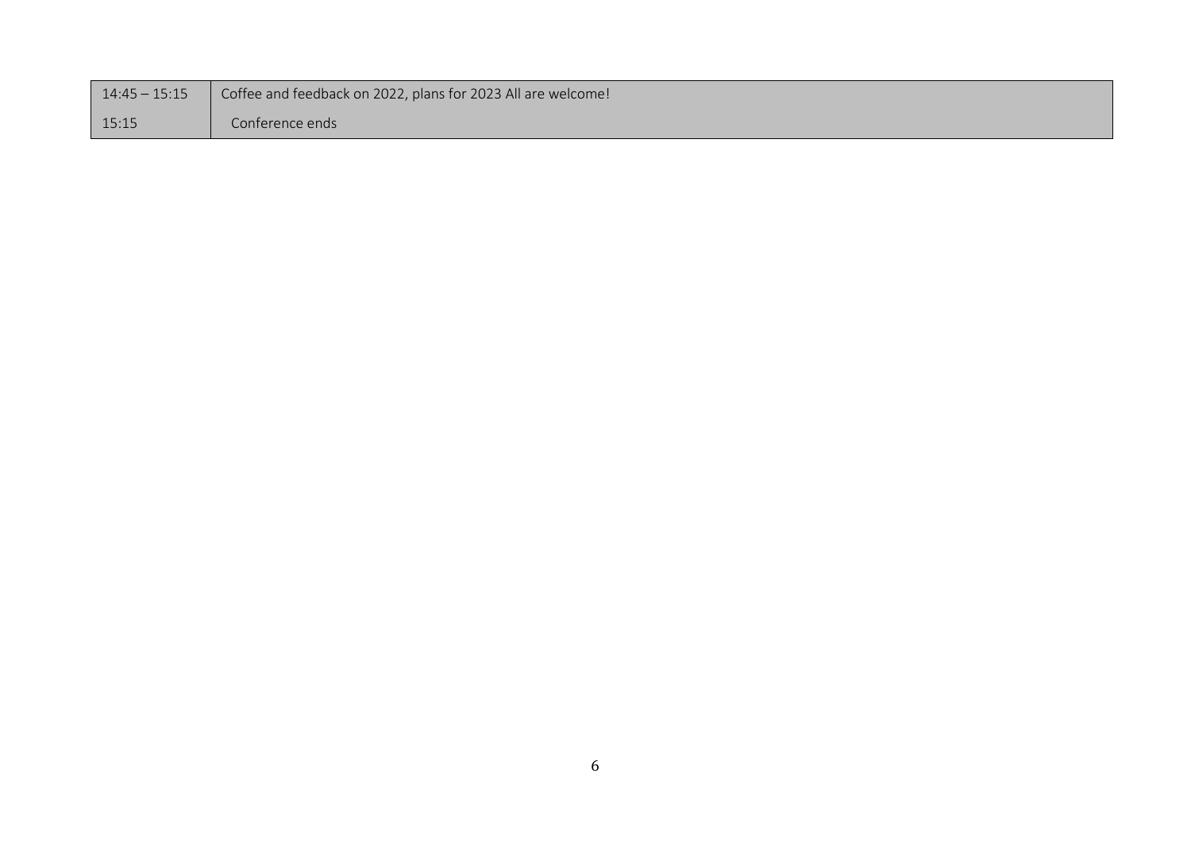| | |
|---|---|
| 14:45 – 15:15 | Coffee and feedback on 2022, plans for 2023 All are welcome! |
| 15:15 | Conference ends |